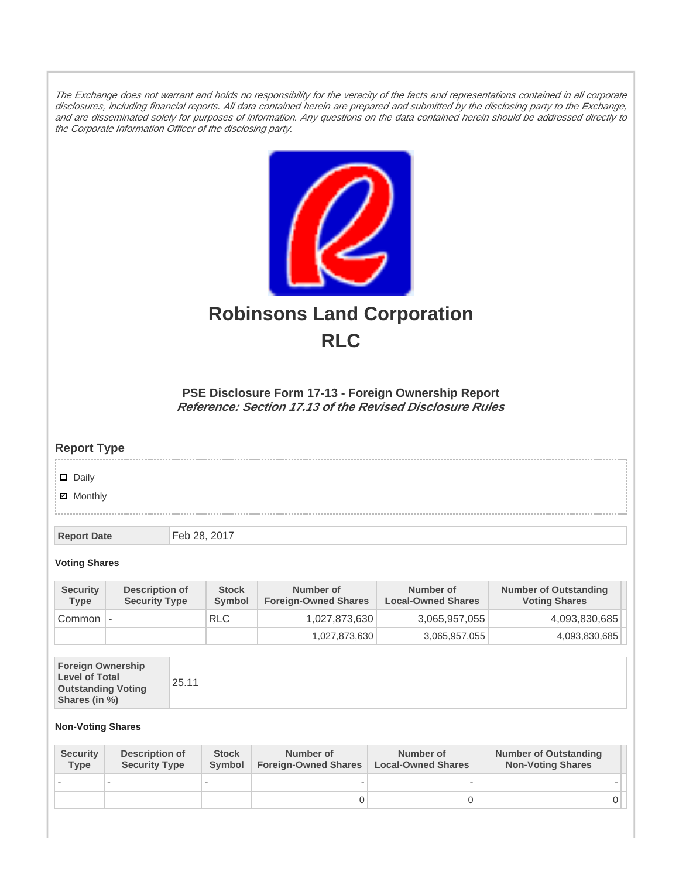*The Exchange does not warrant and holds no responsibility for the veracity of the facts and representations contained in all corporate disclosures, including financial reports. All data contained herein are prepared and submitted by the disclosing party to the Exchange, and are disseminated solely for purposes of information. Any questions on the data contained herein should be addressed directly to the Corporate Information Officer of the disclosing party.*

# Robinsons Land Corporation

# RLC

### PSE Disclosure Form 17-13 - Foreign Ownership Report

***Reference: Section 17.13 of the Revised Disclosure Rules***

## Report Type

- ☐ Daily
- ☑ Monthly

| **Report Date** | Feb 28, 2017 |
|---|---|

**Voting Shares**

| Security Type | Description of Security Type | Stock Symbol | Number of Foreign-Owned Shares | Number of Local-Owned Shares | Number of Outstanding Voting Shares |
|---|---|---|---|---|---|
| Common | - | RLC | 1,027,873,630 | 3,065,957,055 | 4,093,830,685 |
| | | | 1,027,873,630 | 3,065,957,055 | 4,093,830,685 |

| **Foreign Ownership Level of Total Outstanding Voting Shares (in %)** | 25.11 |
|---|---|

**Non-Voting Shares**

| Security Type | Description of Security Type | Stock Symbol | Number of Foreign-Owned Shares | Number of Local-Owned Shares | Number of Outstanding Non-Voting Shares |
|---|---|---|---|---|---|
| - | - | - | - | - | - |
| | | | 0 | 0 | 0 |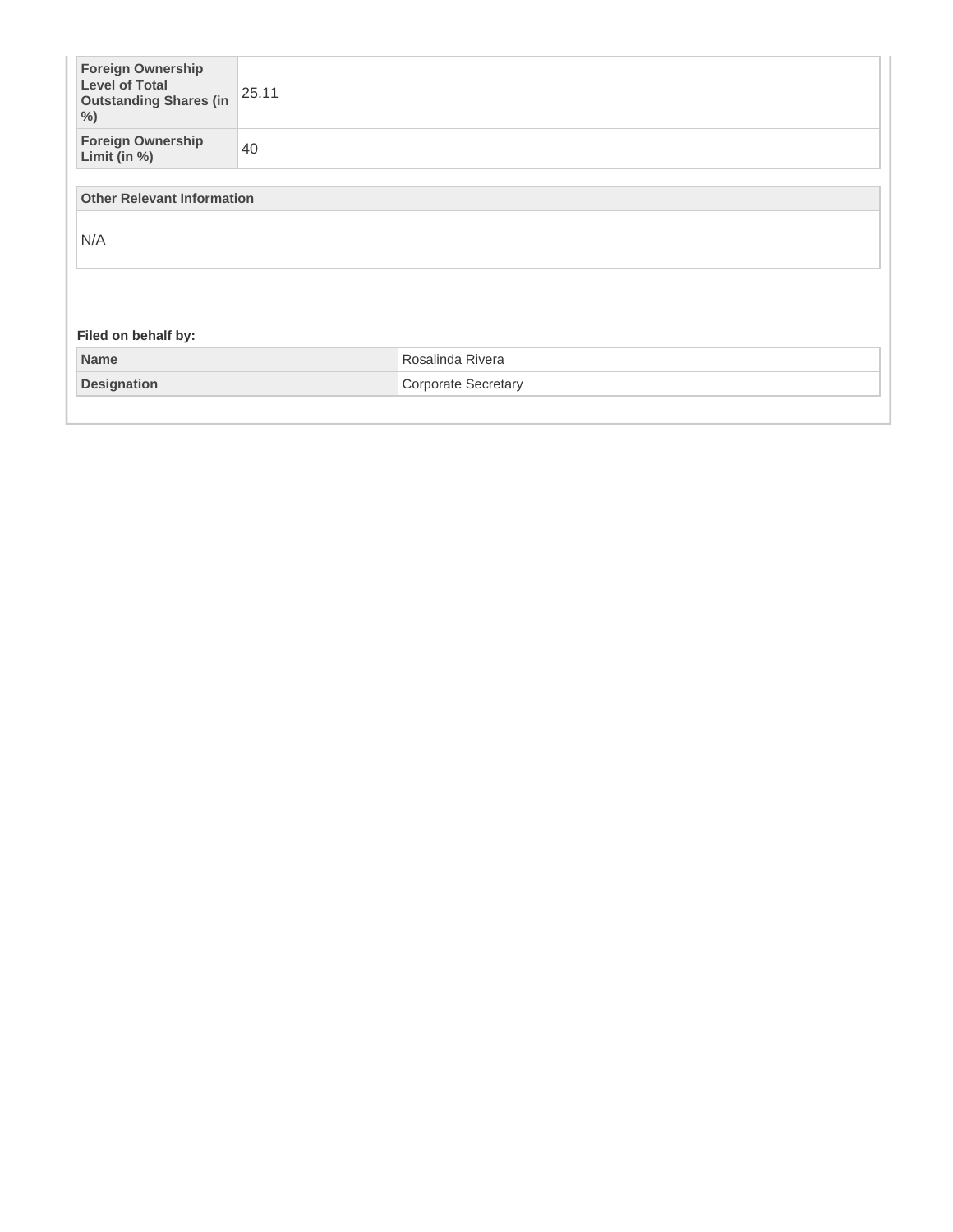| | |
|---|---|
| **Foreign Ownership Level of Total Outstanding Shares (in %)** | 25.11 |
| **Foreign Ownership Limit (in %)** | 40 |

| **Other Relevant Information** |
|---|
| N/A |

**Filed on behalf by:**

| | |
|---|---|
| **Name** | Rosalinda Rivera |
| **Designation** | Corporate Secretary |